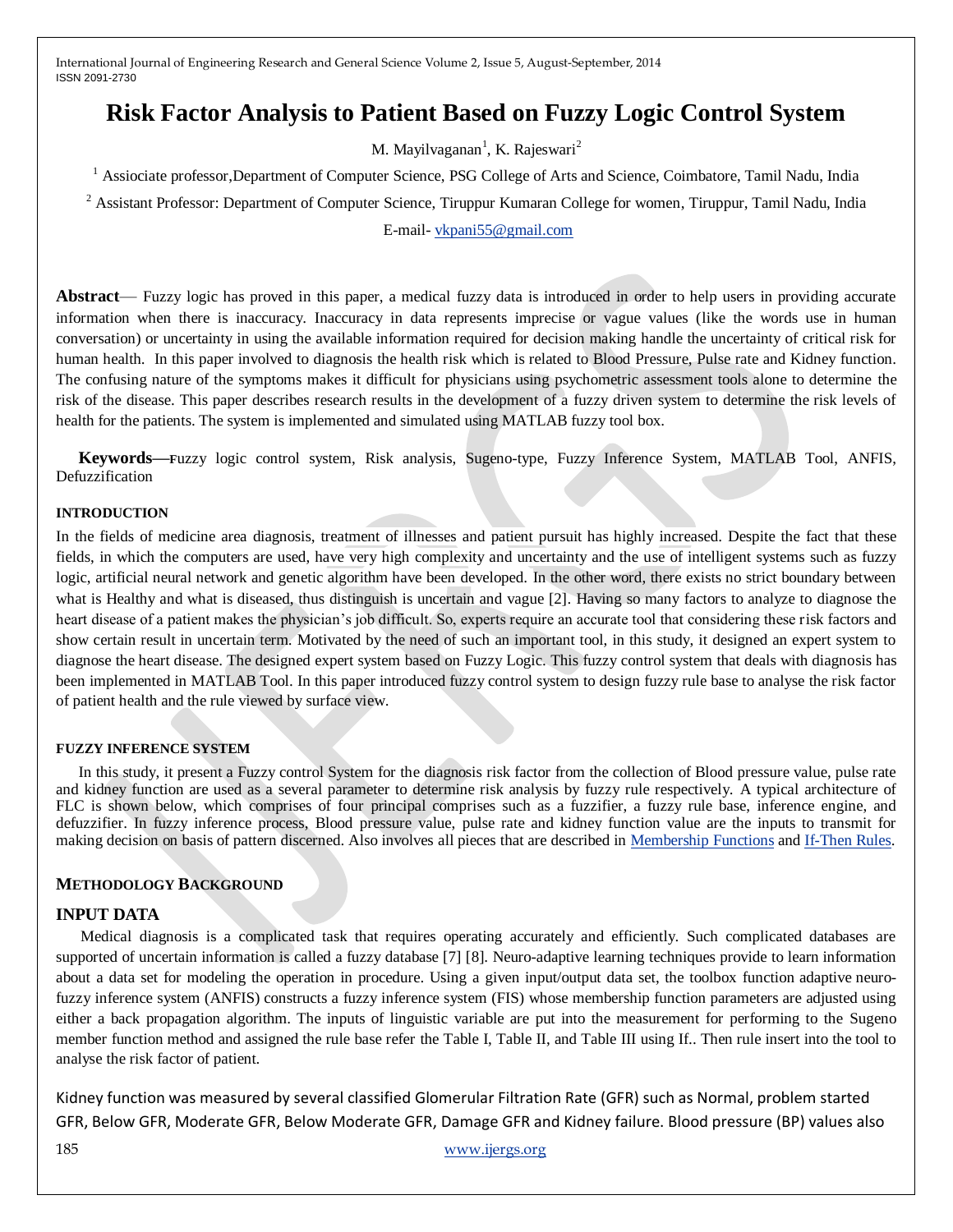# Risk Factor Analysis to Patient Based on Fuzzy Logic Control System

M. Mayilvaganan[1], K. Rajeswari[2]

[1] Assiociate professor,Department of Computer Science, PSG College of Arts and Science, Coimbatore, Tamil Nadu, India

[2] Assistant Professor: Department of Computer Science, Tiruppur Kumaran College for women, Tiruppur, Tamil Nadu, India

E-mail- vkpani55@gmail.com

**Abstract**— Fuzzy logic has proved in this paper, a medical fuzzy data is introduced in order to help users in providing accurate information when there is inaccuracy. Inaccuracy in data represents imprecise or vague values (like the words use in human conversation) or uncertainty in using the available information required for decision making handle the uncertainty of critical risk for human health. In this paper involved to diagnosis the health risk which is related to Blood Pressure, Pulse rate and Kidney function. The confusing nature of the symptoms makes it difficult for physicians using psychometric assessment tools alone to determine the risk of the disease. This paper describes research results in the development of a fuzzy driven system to determine the risk levels of health for the patients. The system is implemented and simulated using MATLAB fuzzy tool box.

**Keywords**—Fuzzy logic control system, Risk analysis, Sugeno-type, Fuzzy Inference System, MATLAB Tool, ANFIS, Defuzzification

## INTRODUCTION

In the fields of medicine area diagnosis, treatment of illnesses and patient pursuit has highly increased. Despite the fact that these fields, in which the computers are used, have very high complexity and uncertainty and the use of intelligent systems such as fuzzy logic, artificial neural network and genetic algorithm have been developed. In the other word, there exists no strict boundary between what is Healthy and what is diseased, thus distinguish is uncertain and vague [2]. Having so many factors to analyze to diagnose the heart disease of a patient makes the physician's job difficult. So, experts require an accurate tool that considering these risk factors and show certain result in uncertain term. Motivated by the need of such an important tool, in this study, it designed an expert system to diagnose the heart disease. The designed expert system based on Fuzzy Logic. This fuzzy control system that deals with diagnosis has been implemented in MATLAB Tool. In this paper introduced fuzzy control system to design fuzzy rule base to analyse the risk factor of patient health and the rule viewed by surface view.

## FUZZY INFERENCE SYSTEM

In this study, it present a Fuzzy control System for the diagnosis risk factor from the collection of Blood pressure value, pulse rate and kidney function are used as a several parameter to determine risk analysis by fuzzy rule respectively. A typical architecture of FLC is shown below, which comprises of four principal comprises such as a fuzzifier, a fuzzy rule base, inference engine, and defuzzifier. In fuzzy inference process, Blood pressure value, pulse rate and kidney function value are the inputs to transmit for making decision on basis of pattern discerned. Also involves all pieces that are described in Membership Functions and If-Then Rules.

## METHODOLOGY BACKGROUND

### INPUT DATA

Medical diagnosis is a complicated task that requires operating accurately and efficiently. Such complicated databases are supported of uncertain information is called a fuzzy database [7] [8]. Neuro-adaptive learning techniques provide to learn information about a data set for modeling the operation in procedure. Using a given input/output data set, the toolbox function adaptive neuro-fuzzy inference system (ANFIS) constructs a fuzzy inference system (FIS) whose membership function parameters are adjusted using either a back propagation algorithm. The inputs of linguistic variable are put into the measurement for performing to the Sugeno member function method and assigned the rule base refer the Table I, Table II, and Table III using If.. Then rule insert into the tool to analyse the risk factor of patient.

Kidney function was measured by several classified Glomerular Filtration Rate (GFR) such as Normal, problem started GFR, Below GFR, Moderate GFR, Below Moderate GFR, Damage GFR and Kidney failure. Blood pressure (BP) values also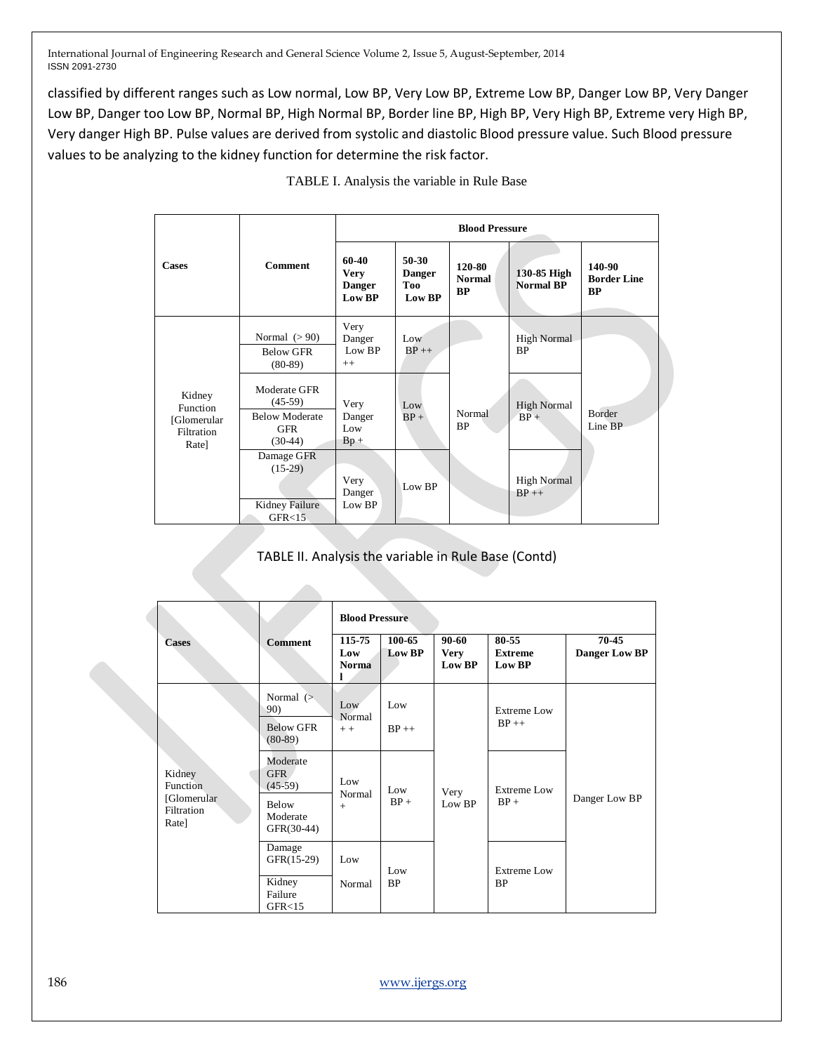classified by different ranges such as Low normal, Low BP, Very Low BP, Extreme Low BP, Danger Low BP, Very Danger Low BP, Danger too Low BP, Normal BP, High Normal BP, Border line BP, High BP, Very High BP, Extreme very High BP, Very danger High BP. Pulse values are derived from systolic and diastolic Blood pressure value. Such Blood pressure values to be analyzing to the kidney function for determine the risk factor.

TABLE I. Analysis the variable in Rule Base

| Cases | Comment | Blood Pressure | | | | |
|---|---|---|---|---|---|---|
| | | **60-40 Very Danger Low BP** | **50-30 Danger Too Low BP** | **120-80 Normal BP** | **130-85 High Normal BP** | **140-90 Border Line BP** |
| Kidney Function [Glomerular Filtration Rate] | Normal (> 90) | Very Danger Low BP ++ | Low BP ++ | Normal BP | High Normal BP | Border Line BP |
| | Below GFR (80-89) | | | | | |
| | Moderate GFR (45-59) | Very Danger Low Bp + | Low BP + | | High Normal BP + | |
| | Below Moderate GFR (30-44) | | | | | |
| | Damage GFR (15-29) | Very Danger Low BP | Low BP | | High Normal BP ++ | |
| | Kidney Failure GFR<15 | | | | | |

TABLE II. Analysis the variable in Rule Base (Contd)

| Cases | Comment | Blood Pressure | | | | |
|---|---|---|---|---|---|---|
| | | **115-75 Low Normal** | **100-65 Low BP** | **90-60 Very Low BP** | **80-55 Extreme Low BP** | **70-45 Danger Low BP** |
| Kidney Function [Glomerular Filtration Rate] | Normal (> 90) | Low Normal + + | Low BP ++ | Very Low BP | Extreme Low BP ++ | Danger Low BP |
| | Below GFR (80-89) | | | | | |
| | Moderate GFR (45-59) | Low Normal + | Low BP + | | Extreme Low BP + | |
| | Below Moderate GFR(30-44) | | | | | |
| | Damage GFR(15-29) | Low Normal | Low BP | | Extreme Low BP | |
| | Kidney Failure GFR<15 | | | | | |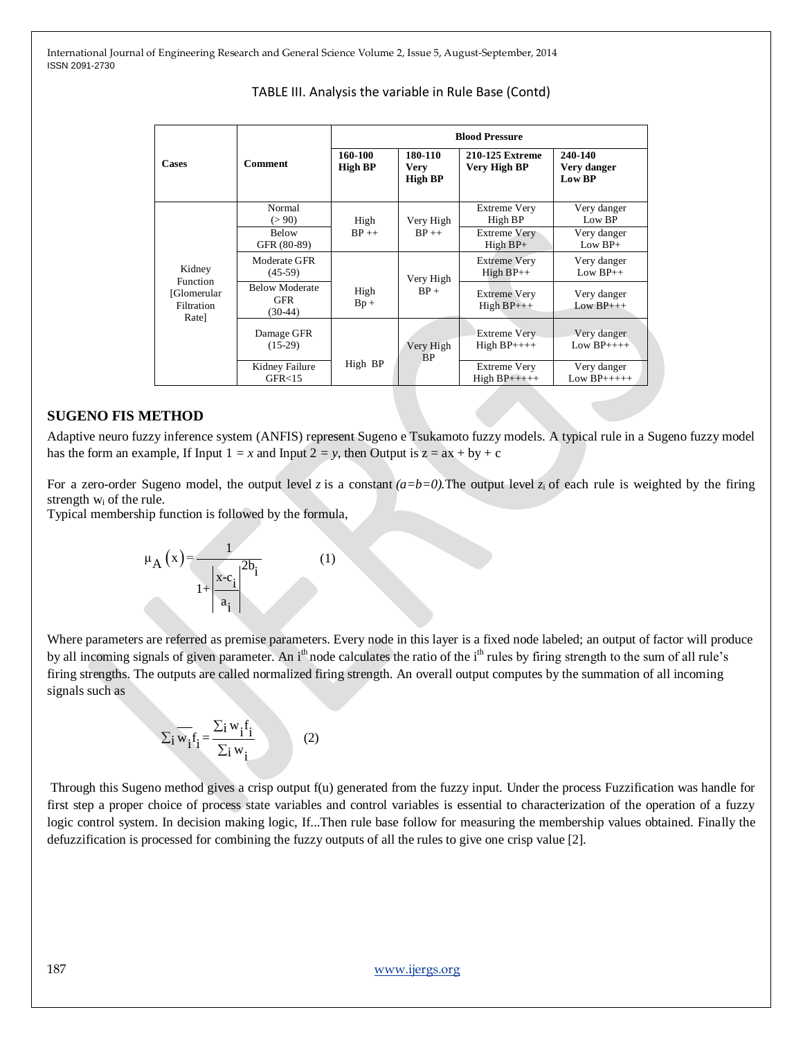TABLE III. Analysis the variable in Rule Base (Contd)

| Cases | Comment | Blood Pressure | | | |
|---|---|---|---|---|---|
| | | 160-100 High BP | 180-110 Very High BP | 210-125 Extreme Very High BP | 240-140 Very danger Low BP |
| Kidney Function [Glomerular Filtration Rate] | Normal (> 90) | High BP ++ | Very High BP ++ | Extreme Very High BP | Very danger Low BP |
| | Below GFR (80-89) | | | Extreme Very High BP+ | Very danger Low BP+ |
| | Moderate GFR (45-59) | High Bp + | Very High BP + | Extreme Very High BP++ | Very danger Low BP++ |
| | Below Moderate GFR (30-44) | | | Extreme Very High BP+++ | Very danger Low BP+++ |
| | Damage GFR (15-29) | High BP | Very High BP | Extreme Very High BP++++ | Very danger Low BP++++ |
| | Kidney Failure GFR<15 | | | Extreme Very High BP+++++ | Very danger Low BP+++++ |

## SUGENO FIS METHOD

Adaptive neuro fuzzy inference system (ANFIS) represent Sugeno e Tsukamoto fuzzy models. A typical rule in a Sugeno fuzzy model has the form an example, If Input 1 = *x* and Input 2 = *y*, then Output is z = ax + by + c

For a zero-order Sugeno model, the output level *z* is a constant *(a=b=0)*.The output level $z_i$ of each rule is weighted by the firing strength $w_i$ of the rule.
Typical membership function is followed by the formula,

$$\mu_A(x) = \frac{1}{1 + \left|\frac{x - c_i}{a_i}\right|^{2b_i}} \qquad (1)$$

Where parameters are referred as premise parameters. Every node in this layer is a fixed node labeled; an output of factor will produce by all incoming signals of given parameter. An $i^{th}$ node calculates the ratio of the $i^{th}$ rules by firing strength to the sum of all rule's firing strengths. The outputs are called normalized firing strength. An overall output computes by the summation of all incoming signals such as

$$\sum_i \overline{w}_i f_i = \frac{\sum_i w_i f_i}{\sum_i w_i} \qquad (2)$$

Through this Sugeno method gives a crisp output f(u) generated from the fuzzy input. Under the process Fuzzification was handle for first step a proper choice of process state variables and control variables is essential to characterization of the operation of a fuzzy logic control system. In decision making logic, If...Then rule base follow for measuring the membership values obtained. Finally the defuzzification is processed for combining the fuzzy outputs of all the rules to give one crisp value [2].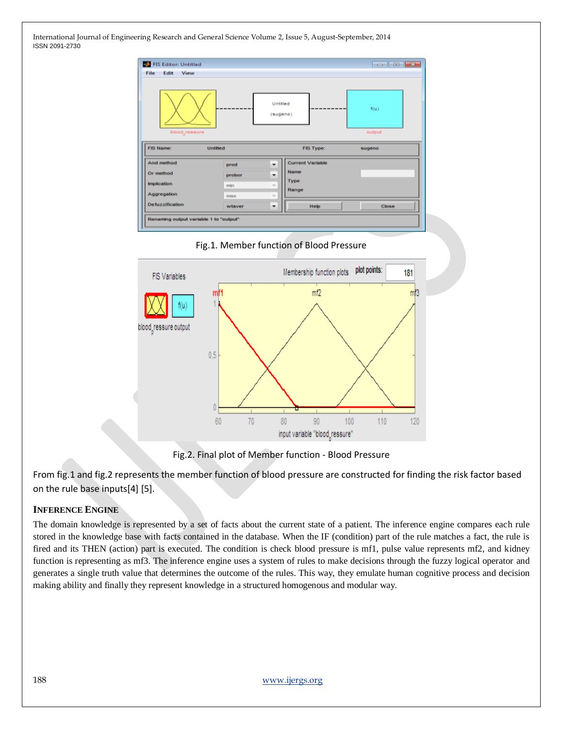Fig.1. Member function of Blood Pressure

Fig.2. Final plot of Member function - Blood Pressure

From fig.1 and fig.2 represents the member function of blood pressure are constructed for finding the risk factor based on the rule base inputs[4] [5].

## INFERENCE ENGINE

The domain knowledge is represented by a set of facts about the current state of a patient. The inference engine compares each rule stored in the knowledge base with facts contained in the database. When the IF (condition) part of the rule matches a fact, the rule is fired and its THEN (action) part is executed. The condition is check blood pressure is mf1, pulse value represents mf2, and kidney function is representing as mf3. The inference engine uses a system of rules to make decisions through the fuzzy logical operator and generates a single truth value that determines the outcome of the rules. This way, they emulate human cognitive process and decision making ability and finally they represent knowledge in a structured homogenous and modular way.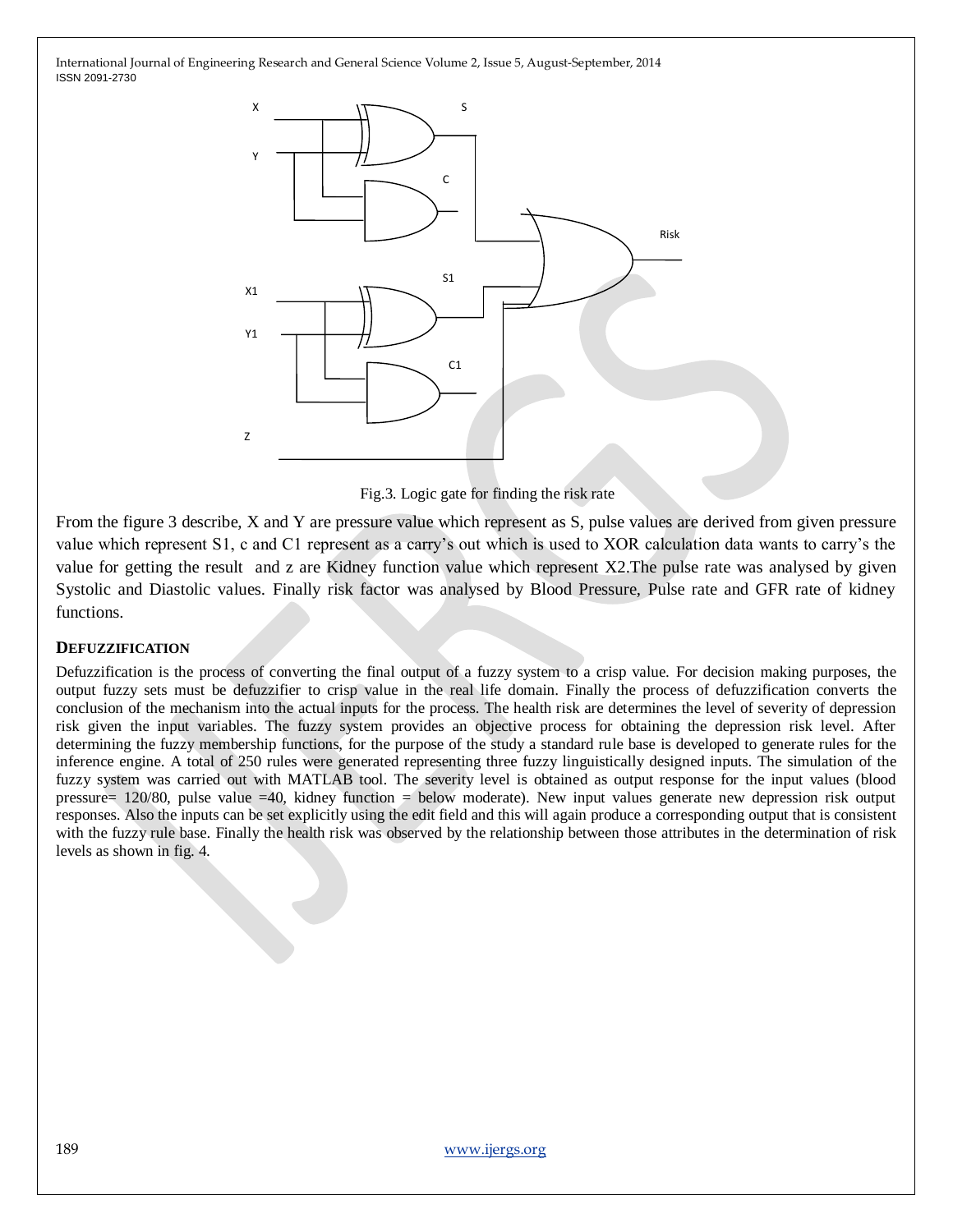Fig.3. Logic gate for finding the risk rate

From the figure 3 describe, X and Y are pressure value which represent as S, pulse values are derived from given pressure value which represent S1, c and C1 represent as a carry's out which is used to XOR calculation data wants to carry's the value for getting the result and z are Kidney function value which represent X2.The pulse rate was analysed by given Systolic and Diastolic values. Finally risk factor was analysed by Blood Pressure, Pulse rate and GFR rate of kidney functions.

## DEFUZZIFICATION

Defuzzification is the process of converting the final output of a fuzzy system to a crisp value. For decision making purposes, the output fuzzy sets must be defuzzifier to crisp value in the real life domain. Finally the process of defuzzification converts the conclusion of the mechanism into the actual inputs for the process. The health risk are determines the level of severity of depression risk given the input variables. The fuzzy system provides an objective process for obtaining the depression risk level. After determining the fuzzy membership functions, for the purpose of the study a standard rule base is developed to generate rules for the inference engine. A total of 250 rules were generated representing three fuzzy linguistically designed inputs. The simulation of the fuzzy system was carried out with MATLAB tool. The severity level is obtained as output response for the input values (blood pressure= 120/80, pulse value =40, kidney function = below moderate). New input values generate new depression risk output responses. Also the inputs can be set explicitly using the edit field and this will again produce a corresponding output that is consistent with the fuzzy rule base. Finally the health risk was observed by the relationship between those attributes in the determination of risk levels as shown in fig. 4.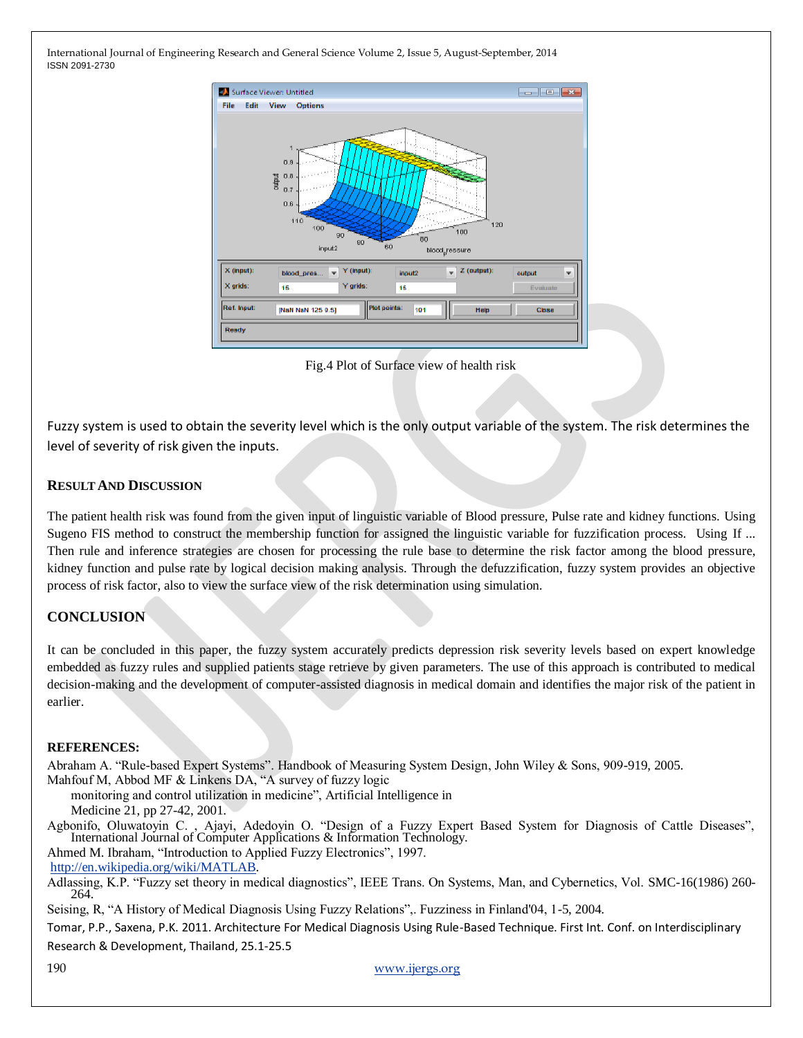1
0.9
0.8
0.7
0.6
output
110
100
90
80
input2
60
80
100
120
blood_pressure

Surface Viewer: Untitled
File Edit View Options
X (input): blood_pres...
Y (input): input2
Z (output): output
X grids: 15
Y grids: 15
Evaluate
Ref. Input: [NaN NaN 125 0.5]
Plot points: 101
Help
Close
Ready

Fig.4 Plot of Surface view of health risk

Fuzzy system is used to obtain the severity level which is the only output variable of the system. The risk determines the level of severity of risk given the inputs.

## RESULT AND DISCUSSION

The patient health risk was found from the given input of linguistic variable of Blood pressure, Pulse rate and kidney functions. Using Sugeno FIS method to construct the membership function for assigned the linguistic variable for fuzzification process. Using If ... Then rule and inference strategies are chosen for processing the rule base to determine the risk factor among the blood pressure, kidney function and pulse rate by logical decision making analysis. Through the defuzzification, fuzzy system provides an objective process of risk factor, also to view the surface view of the risk determination using simulation.

## CONCLUSION

It can be concluded in this paper, the fuzzy system accurately predicts depression risk severity levels based on expert knowledge embedded as fuzzy rules and supplied patients stage retrieve by given parameters. The use of this approach is contributed to medical decision-making and the development of computer-assisted diagnosis in medical domain and identifies the major risk of the patient in earlier.

## REFERENCES:

Abraham A. "Rule-based Expert Systems". Handbook of Measuring System Design, John Wiley & Sons, 909-919, 2005.

Mahfouf M, Abbod MF & Linkens DA, "A survey of fuzzy logic monitoring and control utilization in medicine", Artificial Intelligence in Medicine 21, pp 27-42, 2001.

Agbonifo, Oluwatoyin C. , Ajayi, Adedoyin O. "Design of a Fuzzy Expert Based System for Diagnosis of Cattle Diseases", International Journal of Computer Applications & Information Technology.

Ahmed M. Ibraham, "Introduction to Applied Fuzzy Electronics", 1997.

http://en.wikipedia.org/wiki/MATLAB.

Adlassing, K.P. "Fuzzy set theory in medical diagnostics", IEEE Trans. On Systems, Man, and Cybernetics, Vol. SMC-16(1986) 260-264.

Seising, R, "A History of Medical Diagnosis Using Fuzzy Relations",. Fuzziness in Finland'04, 1-5, 2004.

Tomar, P.P., Saxena, P.K. 2011. Architecture For Medical Diagnosis Using Rule-Based Technique. First Int. Conf. on Interdisciplinary Research & Development, Thailand, 25.1-25.5